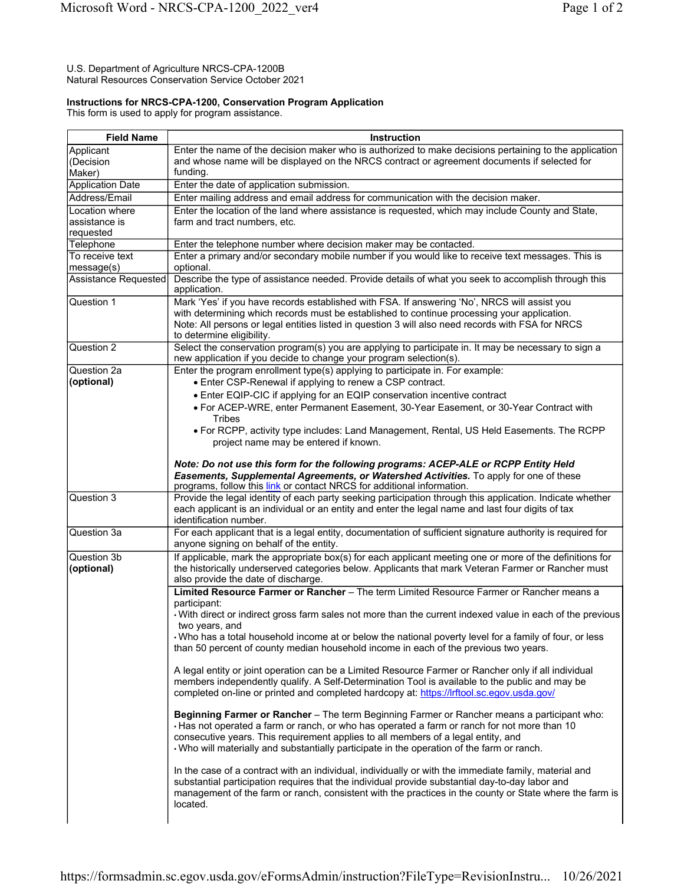U.S. Department of Agriculture NRCS-CPA-1200B
Natural Resources Conservation Service October 2021

**Instructions for NRCS-CPA-1200, Conservation Program Application**
This form is used to apply for program assistance.

| Field Name | Instruction |
|---|---|
| Applicant (Decision Maker) | Enter the name of the decision maker who is authorized to make decisions pertaining to the application and whose name will be displayed on the NRCS contract or agreement documents if selected for funding. |
| Application Date | Enter the date of application submission. |
| Address/Email | Enter mailing address and email address for communication with the decision maker. |
| Location where assistance is requested | Enter the location of the land where assistance is requested, which may include County and State, farm and tract numbers, etc. |
| Telephone | Enter the telephone number where decision maker may be contacted. |
| To receive text message(s) | Enter a primary and/or secondary mobile number if you would like to receive text messages. This is optional. |
| Assistance Requested | Describe the type of assistance needed. Provide details of what you seek to accomplish through this application. |
| Question 1 | Mark 'Yes' if you have records established with FSA. If answering 'No', NRCS will assist you with determining which records must be established to continue processing your application.<br>Note: All persons or legal entities listed in question 3 will also need records with FSA for NRCS to determine eligibility. |
| Question 2 | Select the conservation program(s) you are applying to participate in. It may be necessary to sign a new application if you decide to change your program selection(s). |
| Question 2a **(optional)** | Enter the program enrollment type(s) applying to participate in. For example:<br>• Enter CSP-Renewal if applying to renew a CSP contract.<br>• Enter EQIP-CIC if applying for an EQIP conservation incentive contract<br>• For ACEP-WRE, enter Permanent Easement, 30-Year Easement, or 30-Year Contract with Tribes<br>• For RCPP, activity type includes: Land Management, Rental, US Held Easements. The RCPP project name may be entered if known.<br><br>***Note: Do not use this form for the following programs: ACEP-ALE or RCPP Entity Held Easements, Supplemental Agreements, or Watershed Activities.*** To apply for one of these programs, follow this link or contact NRCS for additional information. |
| Question 3 | Provide the legal identity of each party seeking participation through this application. Indicate whether each applicant is an individual or an entity and enter the legal name and last four digits of tax identification number. |
| Question 3a | For each applicant that is a legal entity, documentation of sufficient signature authority is required for anyone signing on behalf of the entity. |
| Question 3b **(optional)** | If applicable, mark the appropriate box(s) for each applicant meeting one or more of the definitions for the historically underserved categories below. Applicants that mark Veteran Farmer or Rancher must also provide the date of discharge. |
| | **Limited Resource Farmer or Rancher** – The term Limited Resource Farmer or Rancher means a participant:<br>• With direct or indirect gross farm sales not more than the current indexed value in each of the previous two years, and<br>• Who has a total household income at or below the national poverty level for a family of four, or less than 50 percent of county median household income in each of the previous two years.<br><br>A legal entity or joint operation can be a Limited Resource Farmer or Rancher only if all individual members independently qualify. A Self-Determination Tool is available to the public and may be completed on-line or printed and completed hardcopy at: https://lrftool.sc.egov.usda.gov/<br><br>**Beginning Farmer or Rancher** – The term Beginning Farmer or Rancher means a participant who:<br>• Has not operated a farm or ranch, or who has operated a farm or ranch for not more than 10 consecutive years. This requirement applies to all members of a legal entity, and<br>• Who will materially and substantially participate in the operation of the farm or ranch.<br><br>In the case of a contract with an individual, individually or with the immediate family, material and substantial participation requires that the individual provide substantial day-to-day labor and management of the farm or ranch, consistent with the practices in the county or State where the farm is located. |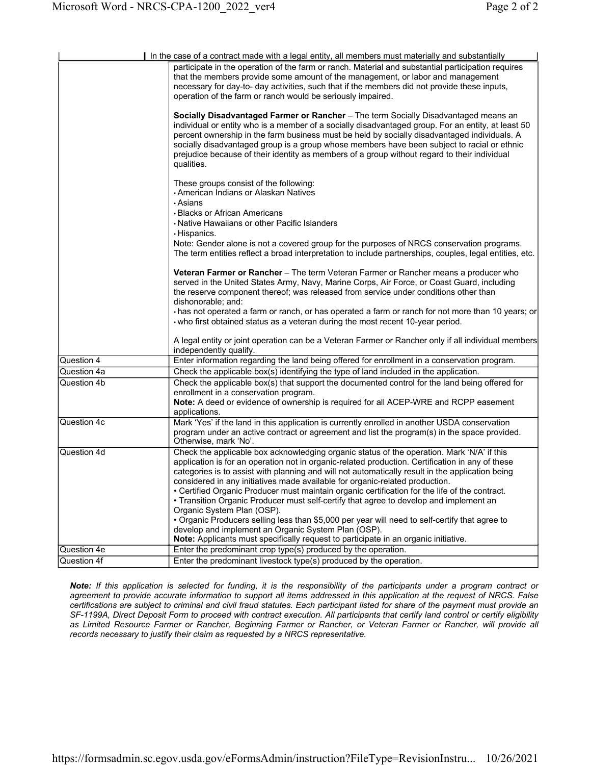| | |
|---|---|
| | In the case of a contract made with a legal entity, all members must materially and substantially participate in the operation of the farm or ranch. Material and substantial participation requires that the members provide some amount of the management, or labor and management necessary for day-to- day activities, such that if the members did not provide these inputs, operation of the farm or ranch would be seriously impaired.<br><br>**Socially Disadvantaged Farmer or Rancher** – The term Socially Disadvantaged means an individual or entity who is a member of a socially disadvantaged group. For an entity, at least 50 percent ownership in the farm business must be held by socially disadvantaged individuals. A socially disadvantaged group is a group whose members have been subject to racial or ethnic prejudice because of their identity as members of a group without regard to their individual qualities.<br><br>These groups consist of the following:<br>• American Indians or Alaskan Natives<br>• Asians<br>• Blacks or African Americans<br>• Native Hawaiians or other Pacific Islanders<br>• Hispanics.<br>Note: Gender alone is not a covered group for the purposes of NRCS conservation programs. The term entities reflect a broad interpretation to include partnerships, couples, legal entities, etc.<br><br>**Veteran Farmer or Rancher** – The term Veteran Farmer or Rancher means a producer who served in the United States Army, Navy, Marine Corps, Air Force, or Coast Guard, including the reserve component thereof; was released from service under conditions other than dishonorable; and:<br>• has not operated a farm or ranch, or has operated a farm or ranch for not more than 10 years; or<br>• who first obtained status as a veteran during the most recent 10-year period.<br><br>A legal entity or joint operation can be a Veteran Farmer or Rancher only if all individual members independently qualify. |
| Question 4 | Enter information regarding the land being offered for enrollment in a conservation program. |
| Question 4a | Check the applicable box(s) identifying the type of land included in the application. |
| Question 4b | Check the applicable box(s) that support the documented control for the land being offered for enrollment in a conservation program.<br>**Note:** A deed or evidence of ownership is required for all ACEP-WRE and RCPP easement applications. |
| Question 4c | Mark 'Yes' if the land in this application is currently enrolled in another USDA conservation program under an active contract or agreement and list the program(s) in the space provided. Otherwise, mark 'No'. |
| Question 4d | Check the applicable box acknowledging organic status of the operation. Mark 'N/A' if this application is for an operation not in organic-related production. Certification in any of these categories is to assist with planning and will not automatically result in the application being considered in any initiatives made available for organic-related production.<br>• Certified Organic Producer must maintain organic certification for the life of the contract.<br>• Transition Organic Producer must self-certify that agree to develop and implement an Organic System Plan (OSP).<br>• Organic Producers selling less than $5,000 per year will need to self-certify that agree to develop and implement an Organic System Plan (OSP).<br>**Note:** Applicants must specifically request to participate in an organic initiative. |
| Question 4e | Enter the predominant crop type(s) produced by the operation. |
| Question 4f | Enter the predominant livestock type(s) produced by the operation. |

***Note:** If this application is selected for funding, it is the responsibility of the participants under a program contract or agreement to provide accurate information to support all items addressed in this application at the request of NRCS. False certifications are subject to criminal and civil fraud statutes. Each participant listed for share of the payment must provide an SF-1199A, Direct Deposit Form to proceed with contract execution. All participants that certify land control or certify eligibility as Limited Resource Farmer or Rancher, Beginning Farmer or Rancher, or Veteran Farmer or Rancher, will provide all records necessary to justify their claim as requested by a NRCS representative.*